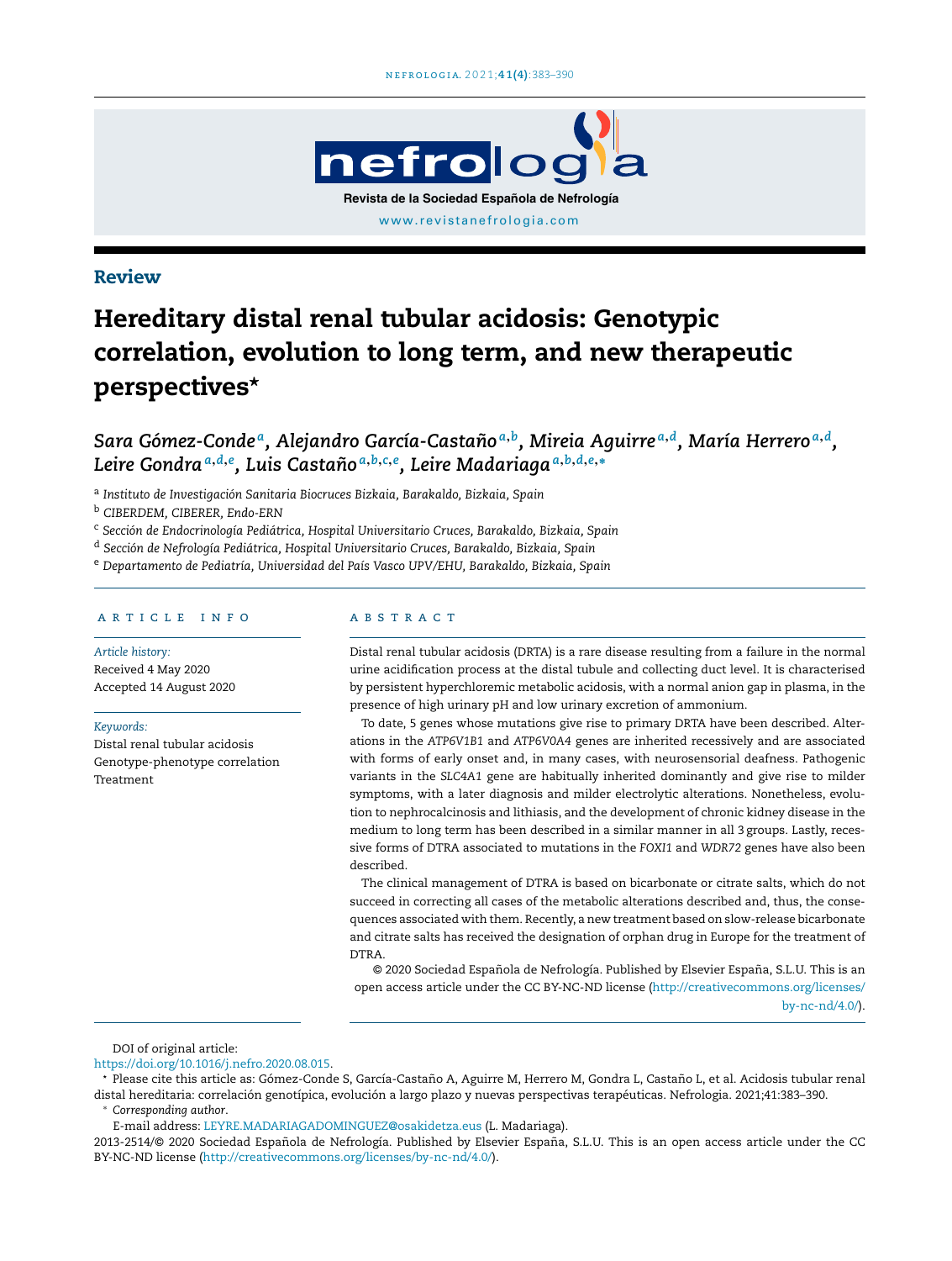Review

# Hereditary distal renal tubular acidosis: Genotypic correlation, evolution to long term, and new therapeutic perspectives☆

Sara Gómez-Conde[a], Alejandro García-Castaño[a,b], Mireia Aguirre[a,d], María Herrero[a,d], Leire Gondra[a,d,e], Luis Castaño[a,b,c,e], Leire Madariaga[a,b,d,e,*]

[a] Instituto de Investigación Sanitaria Biocruces Bizkaia, Barakaldo, Bizkaia, Spain

[b] CIBERDEM, CIBERER, Endo-ERN

[c] Sección de Endocrinología Pediátrica, Hospital Universitario Cruces, Barakaldo, Bizkaia, Spain

[d] Sección de Nefrología Pediátrica, Hospital Universitario Cruces, Barakaldo, Bizkaia, Spain

[e] Departamento de Pediatría, Universidad del País Vasco UPV/EHU, Barakaldo, Bizkaia, Spain

## ARTICLE INFO

*Article history:*
Received 4 May 2020
Accepted 14 August 2020

*Keywords:*
Distal renal tubular acidosis
Genotype-phenotype correlation
Treatment

## ABSTRACT

Distal renal tubular acidosis (DRTA) is a rare disease resulting from a failure in the normal urine acidification process at the distal tubule and collecting duct level. It is characterised by persistent hyperchloremic metabolic acidosis, with a normal anion gap in plasma, in the presence of high urinary pH and low urinary excretion of ammonium.

To date, 5 genes whose mutations give rise to primary DRTA have been described. Alterations in the *ATP6V1B1* and *ATP6V0A4* genes are inherited recessively and are associated with forms of early onset and, in many cases, with neurosensorial deafness. Pathogenic variants in the *SLC4A1* gene are habitually inherited dominantly and give rise to milder symptoms, with a later diagnosis and milder electrolytic alterations. Nonetheless, evolution to nephrocalcinosis and lithiasis, and the development of chronic kidney disease in the medium to long term has been described in a similar manner in all 3 groups. Lastly, recessive forms of DTRA associated to mutations in the *FOXI1* and *WDR72* genes have also been described.

The clinical management of DTRA is based on bicarbonate or citrate salts, which do not succeed in correcting all cases of the metabolic alterations described and, thus, the consequences associated with them. Recently, a new treatment based on slow-release bicarbonate and citrate salts has received the designation of orphan drug in Europe for the treatment of DTRA.

© 2020 Sociedad Española de Nefrología. Published by Elsevier España, S.L.U. This is an open access article under the CC BY-NC-ND license (http://creativecommons.org/licenses/by-nc-nd/4.0/).

DOI of original article:
https://doi.org/10.1016/j.nefro.2020.08.015.

☆ Please cite this article as: Gómez-Conde S, García-Castaño A, Aguirre M, Herrero M, Gondra L, Castaño L, et al. Acidosis tubular renal distal hereditaria: correlación genotípica, evolución a largo plazo y nuevas perspectivas terapéuticas. Nefrologia. 2021;41:383–390.

\* *Corresponding author.*
E-mail address: LEYRE.MADARIAGADOMINGUEZ@osakidetza.eus (L. Madariaga).

2013-2514/© 2020 Sociedad Española de Nefrología. Published by Elsevier España, S.L.U. This is an open access article under the CC BY-NC-ND license (http://creativecommons.org/licenses/by-nc-nd/4.0/).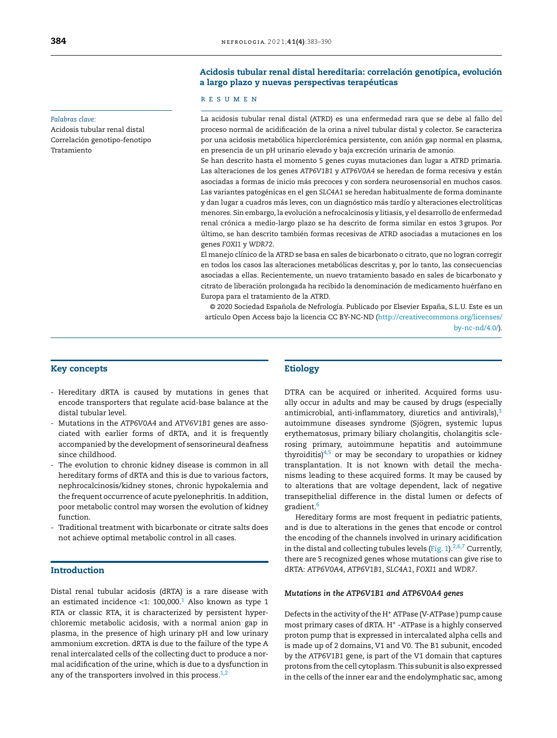## Acidosis tubular renal distal hereditaria: correlación genotípica, evolución a largo plazo y nuevas perspectivas terapéuticas

### RESUMEN

*Palabras clave:*
Acidosis tubular renal distal
Correlación genotipo-fenotipo
Tratamiento

La acidosis tubular renal distal (ATRD) es una enfermedad rara que se debe al fallo del proceso normal de acidificación de la orina a nivel tubular distal y colector. Se caracteriza por una acidosis metabólica hiperclorémica persistente, con anión gap normal en plasma, en presencia de un pH urinario elevado y baja excreción urinaria de amonio.

Se han descrito hasta el momento 5 genes cuyas mutaciones dan lugar a ATRD primaria. Las alteraciones de los genes *ATP6V1B1* y *ATP6V0A4* se heredan de forma recesiva y están asociadas a formas de inicio más precoces y con sordera neurosensorial en muchos casos. Las variantes patogénicas en el gen *SLC4A1* se heredan habitualmente de forma dominante y dan lugar a cuadros más leves, con un diagnóstico más tardío y alteraciones electrolíticas menores. Sin embargo, la evolución a nefrocalcinosis y litiasis, y el desarrollo de enfermedad renal crónica a medio-largo plazo se ha descrito de forma similar en estos 3 grupos. Por último, se han descrito también formas recesivas de ATRD asociadas a mutaciones en los genes *FOXI1* y *WDR72*.

El manejo clínico de la ATRD se basa en sales de bicarbonato o citrato, que no logran corregir en todos los casos las alteraciones metabólicas descritas y, por lo tanto, las consecuencias asociadas a ellas. Recientemente, un nuevo tratamiento basado en sales de bicarbonato y citrato de liberación prolongada ha recibido la denominación de medicamento huérfano en Europa para el tratamiento de la ATRD.

© 2020 Sociedad Española de Nefrología. Publicado por Elsevier España, S.L.U. Este es un artículo Open Access bajo la licencia CC BY-NC-ND (http://creativecommons.org/licenses/by-nc-nd/4.0/).

## Key concepts

- Hereditary dRTA is caused by mutations in genes that encode transporters that regulate acid-base balance at the distal tubular level.
- Mutations in the *ATP6V0A4* and *ATV6V1B1* genes are associated with earlier forms of dRTA, and it is frequently accompanied by the development of sensorineural deafness since childhood.
- The evolution to chronic kidney disease is common in all hereditary forms of dRTA and this is due to various factors, nephrocalcinosis/kidney stones, chronic hypokalemia and the frequent occurrence of acute pyelonephritis. In addition, poor metabolic control may worsen the evolution of kidney function.
- Traditional treatment with bicarbonate or citrate salts does not achieve optimal metabolic control in all cases.

## Introduction

Distal renal tubular acidosis (dRTA) is a rare disease with an estimated incidence <1: 100,000.[1] Also known as type 1 RTA or classic RTA, it is characterized by persistent hyperchloremic metabolic acidosis, with a normal anion gap in plasma, in the presence of high urinary pH and low urinary ammonium excretion. dRTA is due to the failure of the type A renal intercalated cells of the collecting duct to produce a normal acidification of the urine, which is due to a dysfunction in any of the transporters involved in this process.[1,2]

## Etiology

DTRA can be acquired or inherited. Acquired forms usually occur in adults and may be caused by drugs (especially antimicrobial, anti-inflammatory, diuretics and antivirals),[3] autoimmune diseases syndrome (Sjögren, systemic lupus erythematosus, primary biliary cholangitis, cholangitis sclerosing primary, autoimmune hepatitis and autoimmune thyroiditis)[4,5] or may be secondary to uropathies or kidney transplantation. It is not known with detail the mechanisms leading to these acquired forms. It may be caused by to alterations that are voltage dependent, lack of negative transepithelial difference in the distal lumen or defects of gradient.[6]

Hereditary forms are most frequent in pediatric patients, and is due to alterations in the genes that encode or control the encoding of the channels involved in urinary acidification in the distal and collecting tubules levels (Fig. 1).[2,6,7] Currently, there are 5 recognized genes whose mutations can give rise to dRTA: *ATP6V0A4*, *ATP6V1B1*, *SLC4A1*, *FOXI1* and *WDR7*.

### *Mutations in the ATP6V1B1 and ATP6V0A4 genes*

Defects in the activity of the $H^+$ ATPase (V-ATPase) pump cause most primary cases of dRTA. $H^+$ -ATPase is a highly conserved proton pump that is expressed in intercalated alpha cells and is made up of 2 domains, V1 and V0. The B1 subunit, encoded by the *ATP6V1B1* gene, is part of the V1 domain that captures protons from the cell cytoplasm. This subunit is also expressed in the cells of the inner ear and the endolymphatic sac, among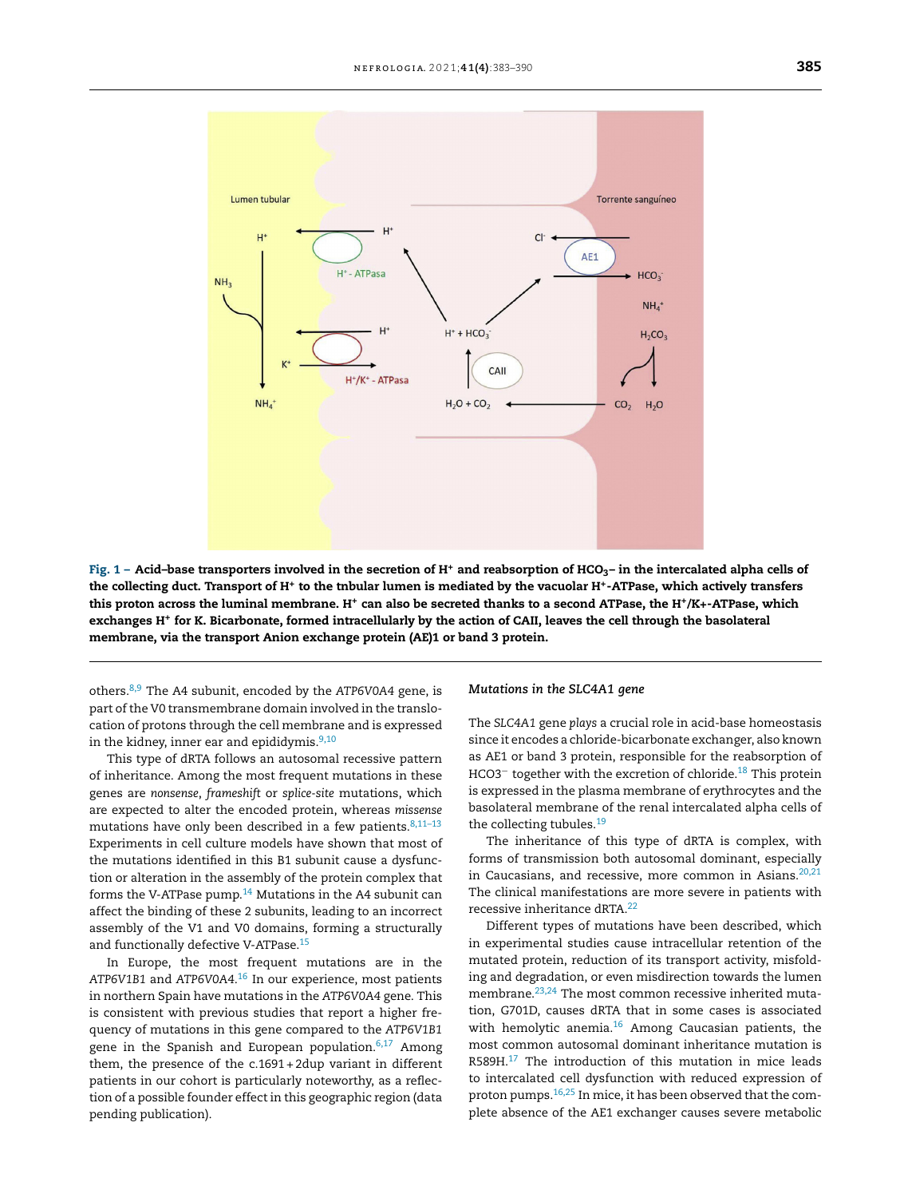Lumen tubular

Torrente sanguíneo

$H^+$ - ATPasa

$H^+/K^+$ - ATPasa

AE1

CAII

**Fig. 1 – Acid–base transporters involved in the secretion of $H^+$ and reabsorption of $HCO_3^-$ in the intercalated alpha cells of the collecting duct. Transport of $H^+$ to the tnbular lumen is mediated by the vacuolar $H^+$-ATPase, which actively transfers this proton across the luminal membrane. $H^+$ can also be secreted thanks to a second ATPase, the $H^+/K^+$-ATPase, which exchanges $H^+$ for K. Bicarbonate, formed intracellularly by the action of CAII, leaves the cell through the basolateral membrane, via the transport Anion exchange protein (AE)1 or band 3 protein.**

others.[8,9] The A4 subunit, encoded by the *ATP6V0A4* gene, is part of the V0 transmembrane domain involved in the translocation of protons through the cell membrane and is expressed in the kidney, inner ear and epididymis.[9,10]

This type of dRTA follows an autosomal recessive pattern of inheritance. Among the most frequent mutations in these genes are *nonsense*, *frameshift* or *splice-site* mutations, which are expected to alter the encoded protein, whereas *missense* mutations have only been described in a few patients.[8,11–13] Experiments in cell culture models have shown that most of the mutations identified in this B1 subunit cause a dysfunction or alteration in the assembly of the protein complex that forms the V-ATPase pump.[14] Mutations in the A4 subunit can affect the binding of these 2 subunits, leading to an incorrect assembly of the V1 and V0 domains, forming a structurally and functionally defective V-ATPase.[15]

In Europe, the most frequent mutations are in the *ATP6V1B1* and *ATP6V0A4*.[16] In our experience, most patients in northern Spain have mutations in the *ATP6V0A4* gene. This is consistent with previous studies that report a higher frequency of mutations in this gene compared to the *ATP6V1B1* gene in the Spanish and European population.[6,17] Among them, the presence of the c.1691 + 2dup variant in different patients in our cohort is particularly noteworthy, as a reflection of a possible founder effect in this geographic region (data pending publication).

### *Mutations in the SLC4A1 gene*

The *SLC4A1* gene *plays* a crucial role in acid-base homeostasis since it encodes a chloride-bicarbonate exchanger, also known as AE1 or band 3 protein, responsible for the reabsorption of $HCO3^-$ together with the excretion of chloride.[18] This protein is expressed in the plasma membrane of erythrocytes and the basolateral membrane of the renal intercalated alpha cells of the collecting tubules.[19]

The inheritance of this type of dRTA is complex, with forms of transmission both autosomal dominant, especially in Caucasians, and recessive, more common in Asians.[20,21] The clinical manifestations are more severe in patients with recessive inheritance dRTA.[22]

Different types of mutations have been described, which in experimental studies cause intracellular retention of the mutated protein, reduction of its transport activity, misfolding and degradation, or even misdirection towards the lumen membrane.[23,24] The most common recessive inherited mutation, G701D, causes dRTA that in some cases is associated with hemolytic anemia.[16] Among Caucasian patients, the most common autosomal dominant inheritance mutation is R589H.[17] The introduction of this mutation in mice leads to intercalated cell dysfunction with reduced expression of proton pumps.[16,25] In mice, it has been observed that the complete absence of the AE1 exchanger causes severe metabolic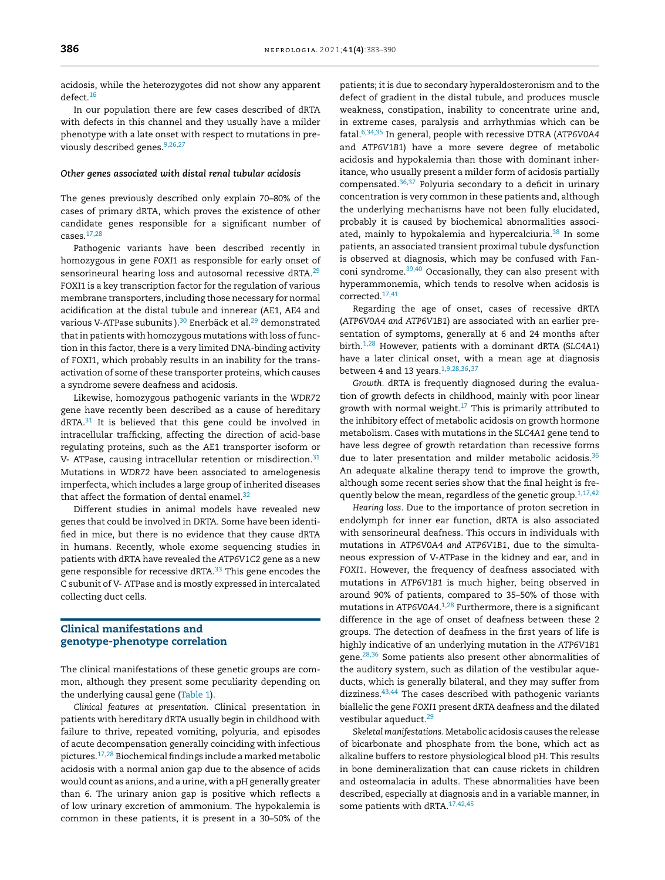acidosis, while the heterozygotes did not show any apparent defect.[16]

In our population there are few cases described of dRTA with defects in this channel and they usually have a milder phenotype with a late onset with respect to mutations in previously described genes.[9,26,27]

### *Other genes associated with distal renal tubular acidosis*

The genes previously described only explain 70–80% of the cases of primary dRTA, which proves the existence of other candidate genes responsible for a significant number of cases.[17,28]

Pathogenic variants have been described recently in homozygous in gene *FOXI1* as responsible for early onset of sensorineural hearing loss and autosomal recessive dRTA.[29] FOXI1 is a key transcription factor for the regulation of various membrane transporters, including those necessary for normal acidification at the distal tubule and innerear (AE1, AE4 and various V-ATPase subunits ).[30] Enerbäck et al.[29] demonstrated that in patients with homozygous mutations with loss of function in this factor, there is a very limited DNA-binding activity of FOXI1, which probably results in an inability for the transactivation of some of these transporter proteins, which causes a syndrome severe deafness and acidosis.

Likewise, homozygous pathogenic variants in the *WDR72* gene have recently been described as a cause of hereditary dRTA.[31] It is believed that this gene could be involved in intracellular trafficking, affecting the direction of acid-base regulating proteins, such as the AE1 transporter isoform or V- ATPase, causing intracellular retention or misdirection.[31] Mutations in *WDR72* have been associated to amelogenesis imperfecta, which includes a large group of inherited diseases that affect the formation of dental enamel.[32]

Different studies in animal models have revealed new genes that could be involved in DRTA. Some have been identified in mice, but there is no evidence that they cause dRTA in humans. Recently, whole exome sequencing studies in patients with dRTA have revealed the *ATP6V1C2* gene as a new gene responsible for recessive dRTA.[33] This gene encodes the C subunit of V- ATPase and is mostly expressed in intercalated collecting duct cells.

## Clinical manifestations and genotype-phenotype correlation

The clinical manifestations of these genetic groups are common, although they present some peculiarity depending on the underlying causal gene (Table 1).

*Clinical features at presentation.* Clinical presentation in patients with hereditary dRTA usually begin in childhood with failure to thrive, repeated vomiting, polyuria, and episodes of acute decompensation generally coinciding with infectious pictures.[17,28] Biochemical findings include a marked metabolic acidosis with a normal anion gap due to the absence of acids would count as anions, and a urine, with a pH generally greater than 6. The urinary anion gap is positive which reflects a of low urinary excretion of ammonium. The hypokalemia is common in these patients, it is present in a 30–50% of the patients; it is due to secondary hyperaldosteronism and to the defect of gradient in the distal tubule, and produces muscle weakness, constipation, inability to concentrate urine and, in extreme cases, paralysis and arrhythmias which can be fatal.[6,34,35] In general, people with recessive DTRA (*ATP6V0A4* and *ATP6V1B1*) have a more severe degree of metabolic acidosis and hypokalemia than those with dominant inheritance, who usually present a milder form of acidosis partially compensated.[36,37] Polyuria secondary to a deficit in urinary concentration is very common in these patients and, although the underlying mechanisms have not been fully elucidated, probably it is caused by biochemical abnormalities associated, mainly to hypokalemia and hypercalciuria.[38] In some patients, an associated transient proximal tubule dysfunction is observed at diagnosis, which may be confused with Fanconi syndrome.[39,40] Occasionally, they can also present with hyperammonemia, which tends to resolve when acidosis is corrected.[17,41]

Regarding the age of onset, cases of recessive dRTA (*ATP6V0A4 and ATP6V1B1*) are associated with an earlier presentation of symptoms, generally at 6 and 24 months after birth.[1,28] However, patients with a dominant dRTA (*SLC4A1*) have a later clinical onset, with a mean age at diagnosis between 4 and 13 years.[1,9,28,36,37]

*Growth.* dRTA is frequently diagnosed during the evaluation of growth defects in childhood, mainly with poor linear growth with normal weight.[17] This is primarily attributed to the inhibitory effect of metabolic acidosis on growth hormone metabolism. Cases with mutations in the *SLC4A1* gene tend to have less degree of growth retardation than recessive forms due to later presentation and milder metabolic acidosis.[36] An adequate alkaline therapy tend to improve the growth, although some recent series show that the final height is frequently below the mean, regardless of the genetic group.[1,17,42]

*Hearing loss.* Due to the importance of proton secretion in endolymph for inner ear function, dRTA is also associated with sensorineural deafness. This occurs in individuals with mutations in *ATP6V0A4 and ATP6V1B1*, due to the simultaneous expression of V-ATPase in the kidney and ear, and in *FOXI1*. However, the frequency of deafness associated with mutations in *ATP6V1B1* is much higher, being observed in around 90% of patients, compared to 35–50% of those with mutations in *ATP6V0A4*.[1,28] Furthermore, there is a significant difference in the age of onset of deafness between these 2 groups. The detection of deafness in the first years of life is highly indicative of an underlying mutation in the *ATP6V1B1* gene.[28,36] Some patients also present other abnormalities of the auditory system, such as dilation of the vestibular aqueducts, which is generally bilateral, and they may suffer from dizziness.[43,44] The cases described with pathogenic variants biallelic the gene *FOXI1* present dRTA deafness and the dilated vestibular aqueduct.[29]

*Skeletal manifestations.* Metabolic acidosis causes the release of bicarbonate and phosphate from the bone, which act as alkaline buffers to restore physiological blood pH. This results in bone demineralization that can cause rickets in children and osteomalacia in adults. These abnormalities have been described, especially at diagnosis and in a variable manner, in some patients with dRTA.[17,42,45]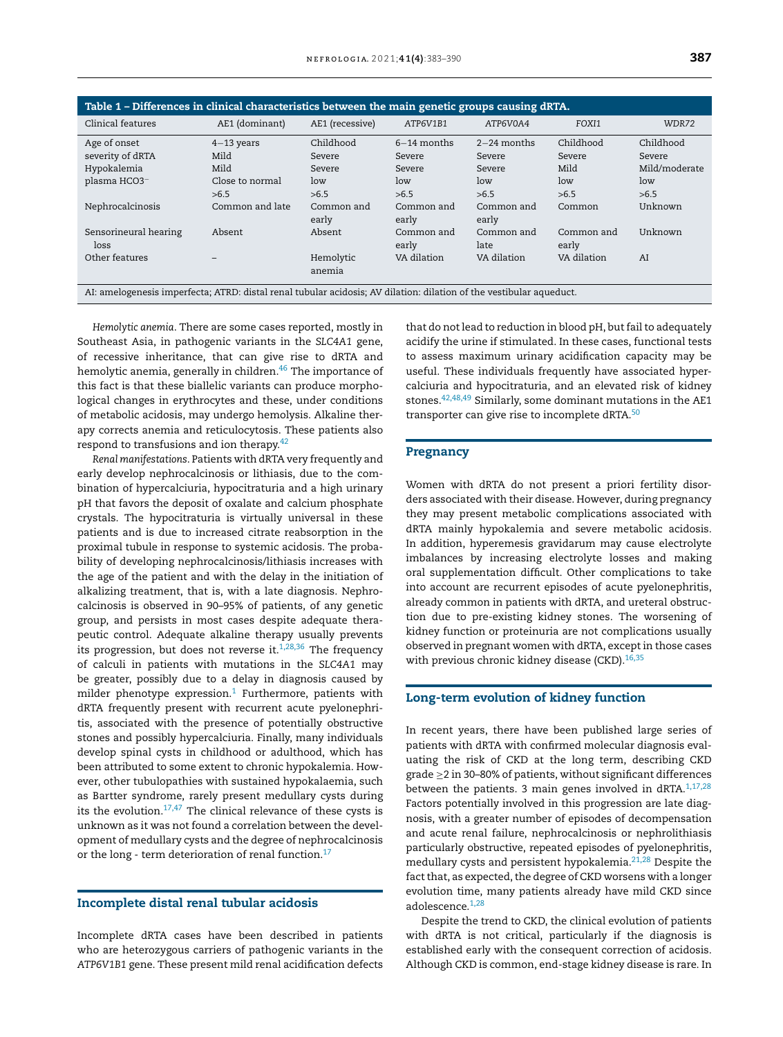**Table 1 – Differences in clinical characteristics between the main genetic groups causing dRTA.**

| Clinical features | AE1 (dominant) | AE1 (recessive) | *ATP6V1B1* | *ATP6V0A4* | *FOXI1* | *WDR72* |
|---|---|---|---|---|---|---|
| Age of onset | 4–13 years | Childhood | 6–14 months | 2–24 months | Childhood | Childhood |
| severity of dRTA | Mild | Severe | Severe | Severe | Severe | Severe |
| Hypokalemia | Mild | Severe | Severe | Severe | Mild | Mild/moderate |
| plasma HCO3− | Close to normal | low | low | low | low | low |
| | >6.5 | >6.5 | >6.5 | >6.5 | >6.5 | >6.5 |
| Nephrocalcinosis | Common and late | Common and early | Common and early | Common and early | Common | Unknown |
| Sensorineural hearing loss | Absent | Absent | Common and early | Common and late | Common and early | Unknown |
| Other features | – | Hemolytic anemia | VA dilation | VA dilation | VA dilation | AI |

AI: amelogenesis imperfecta; ATRD: distal renal tubular acidosis; AV dilation: dilation of the vestibular aqueduct.

*Hemolytic anemia*. There are some cases reported, mostly in Southeast Asia, in pathogenic variants in the *SLC4A1* gene, of recessive inheritance, that can give rise to dRTA and hemolytic anemia, generally in children.[46] The importance of this fact is that these biallelic variants can produce morphological changes in erythrocytes and these, under conditions of metabolic acidosis, may undergo hemolysis. Alkaline therapy corrects anemia and reticulocytosis. These patients also respond to transfusions and ion therapy.[42]

*Renal manifestations*. Patients with dRTA very frequently and early develop nephrocalcinosis or lithiasis, due to the combination of hypercalciuria, hypocitraturia and a high urinary pH that favors the deposit of oxalate and calcium phosphate crystals. The hypocitraturia is virtually universal in these patients and is due to increased citrate reabsorption in the proximal tubule in response to systemic acidosis. The probability of developing nephrocalcinosis/lithiasis increases with the age of the patient and with the delay in the initiation of alkalizing treatment, that is, with a late diagnosis. Nephrocalcinosis is observed in 90–95% of patients, of any genetic group, and persists in most cases despite adequate therapeutic control. Adequate alkaline therapy usually prevents its progression, but does not reverse it.[1,28,36] The frequency of calculi in patients with mutations in the *SLC4A1* may be greater, possibly due to a delay in diagnosis caused by milder phenotype expression.[1] Furthermore, patients with dRTA frequently present with recurrent acute pyelonephritis, associated with the presence of potentially obstructive stones and possibly hypercalciuria. Finally, many individuals develop spinal cysts in childhood or adulthood, which has been attributed to some extent to chronic hypokalemia. However, other tubulopathies with sustained hypokalaemia, such as Bartter syndrome, rarely present medullary cysts during its the evolution.[17,47] The clinical relevance of these cysts is unknown as it was not found a correlation between the development of medullary cysts and the degree of nephrocalcinosis or the long - term deterioration of renal function.[17]

## Incomplete distal renal tubular acidosis

Incomplete dRTA cases have been described in patients who are heterozygous carriers of pathogenic variants in the *ATP6V1B1* gene. These present mild renal acidification defects that do not lead to reduction in blood pH, but fail to adequately acidify the urine if stimulated. In these cases, functional tests to assess maximum urinary acidification capacity may be useful. These individuals frequently have associated hypercalciuria and hypocitraturia, and an elevated risk of kidney stones.[42,48,49] Similarly, some dominant mutations in the AE1 transporter can give rise to incomplete dRTA.[50]

## Pregnancy

Women with dRTA do not present a priori fertility disorders associated with their disease. However, during pregnancy they may present metabolic complications associated with dRTA mainly hypokalemia and severe metabolic acidosis. In addition, hyperemesis gravidarum may cause electrolyte imbalances by increasing electrolyte losses and making oral supplementation difficult. Other complications to take into account are recurrent episodes of acute pyelonephritis, already common in patients with dRTA, and ureteral obstruction due to pre-existing kidney stones. The worsening of kidney function or proteinuria are not complications usually observed in pregnant women with dRTA, except in those cases with previous chronic kidney disease (CKD).[16,35]

## Long-term evolution of kidney function

In recent years, there have been published large series of patients with dRTA with confirmed molecular diagnosis evaluating the risk of CKD at the long term, describing CKD grade ≥2 in 30–80% of patients, without significant differences between the patients. 3 main genes involved in dRTA.[1,17,28] Factors potentially involved in this progression are late diagnosis, with a greater number of episodes of decompensation and acute renal failure, nephrocalcinosis or nephrolithiasis particularly obstructive, repeated episodes of pyelonephritis, medullary cysts and persistent hypokalemia.[21,28] Despite the fact that, as expected, the degree of CKD worsens with a longer evolution time, many patients already have mild CKD since adolescence.[1,28]

Despite the trend to CKD, the clinical evolution of patients with dRTA is not critical, particularly if the diagnosis is established early with the consequent correction of acidosis. Although CKD is common, end-stage kidney disease is rare. In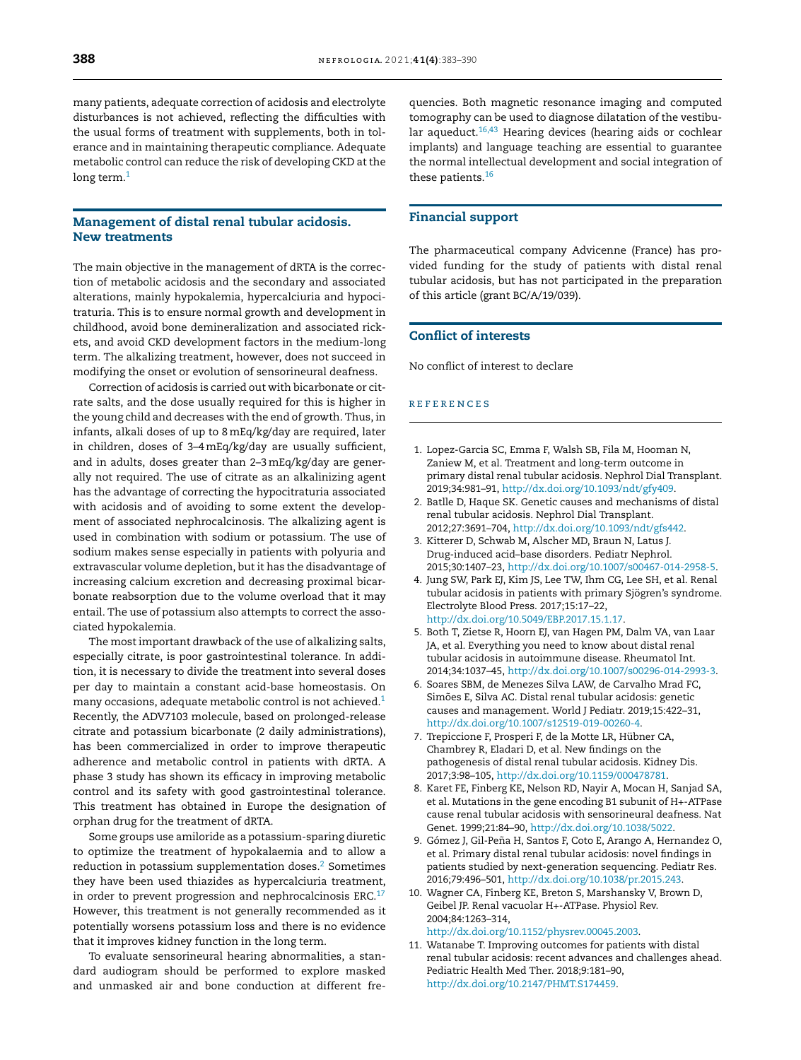many patients, adequate correction of acidosis and electrolyte disturbances is not achieved, reflecting the difficulties with the usual forms of treatment with supplements, both in tolerance and in maintaining therapeutic compliance. Adequate metabolic control can reduce the risk of developing CKD at the long term.[1]

## Management of distal renal tubular acidosis. New treatments

The main objective in the management of dRTA is the correction of metabolic acidosis and the secondary and associated alterations, mainly hypokalemia, hypercalciuria and hypocitraturia. This is to ensure normal growth and development in childhood, avoid bone demineralization and associated rickets, and avoid CKD development factors in the medium-long term. The alkalizing treatment, however, does not succeed in modifying the onset or evolution of sensorineural deafness.

Correction of acidosis is carried out with bicarbonate or citrate salts, and the dose usually required for this is higher in the young child and decreases with the end of growth. Thus, in infants, alkali doses of up to 8 mEq/kg/day are required, later in children, doses of 3–4 mEq/kg/day are usually sufficient, and in adults, doses greater than 2–3 mEq/kg/day are generally not required. The use of citrate as an alkalinizing agent has the advantage of correcting the hypocitraturia associated with acidosis and of avoiding to some extent the development of associated nephrocalcinosis. The alkalizing agent is used in combination with sodium or potassium. The use of sodium makes sense especially in patients with polyuria and extravascular volume depletion, but it has the disadvantage of increasing calcium excretion and decreasing proximal bicarbonate reabsorption due to the volume overload that it may entail. The use of potassium also attempts to correct the associated hypokalemia.

The most important drawback of the use of alkalizing salts, especially citrate, is poor gastrointestinal tolerance. In addition, it is necessary to divide the treatment into several doses per day to maintain a constant acid-base homeostasis. On many occasions, adequate metabolic control is not achieved.[1] Recently, the ADV7103 molecule, based on prolonged-release citrate and potassium bicarbonate (2 daily administrations), has been commercialized in order to improve therapeutic adherence and metabolic control in patients with dRTA. A phase 3 study has shown its efficacy in improving metabolic control and its safety with good gastrointestinal tolerance. This treatment has obtained in Europe the designation of orphan drug for the treatment of dRTA.

Some groups use amiloride as a potassium-sparing diuretic to optimize the treatment of hypokalaemia and to allow a reduction in potassium supplementation doses.[2] Sometimes they have been used thiazides as hypercalciuria treatment, in order to prevent progression and nephrocalcinosis ERC.[17] However, this treatment is not generally recommended as it potentially worsens potassium loss and there is no evidence that it improves kidney function in the long term.

To evaluate sensorineural hearing abnormalities, a standard audiogram should be performed to explore masked and unmasked air and bone conduction at different frequencies. Both magnetic resonance imaging and computed tomography can be used to diagnose dilatation of the vestibular aqueduct.[16,43] Hearing devices (hearing aids or cochlear implants) and language teaching are essential to guarantee the normal intellectual development and social integration of these patients.[16]

## Financial support

The pharmaceutical company Advicenne (France) has provided funding for the study of patients with distal renal tubular acidosis, but has not participated in the preparation of this article (grant BC/A/19/039).

## Conflict of interests

No conflict of interest to declare

## REFERENCES

1. Lopez-Garcia SC, Emma F, Walsh SB, Fila M, Hooman N, Zaniew M, et al. Treatment and long-term outcome in primary distal renal tubular acidosis. Nephrol Dial Transplant. 2019;34:981–91, http://dx.doi.org/10.1093/ndt/gfy409.
2. Batlle D, Haque SK. Genetic causes and mechanisms of distal renal tubular acidosis. Nephrol Dial Transplant. 2012;27:3691–704, http://dx.doi.org/10.1093/ndt/gfs442.
3. Kitterer D, Schwab M, Alscher MD, Braun N, Latus J. Drug-induced acid–base disorders. Pediatr Nephrol. 2015;30:1407–23, http://dx.doi.org/10.1007/s00467-014-2958-5.
4. Jung SW, Park EJ, Kim JS, Lee TW, Ihm CG, Lee SH, et al. Renal tubular acidosis in patients with primary Sjögren's syndrome. Electrolyte Blood Press. 2017;15:17–22, http://dx.doi.org/10.5049/EBP.2017.15.1.17.
5. Both T, Zietse R, Hoorn EJ, van Hagen PM, Dalm VA, van Laar JA, et al. Everything you need to know about distal renal tubular acidosis in autoimmune disease. Rheumatol Int. 2014;34:1037–45, http://dx.doi.org/10.1007/s00296-014-2993-3.
6. Soares SBM, de Menezes Silva LAW, de Carvalho Mrad FC, Simões E, Silva AC. Distal renal tubular acidosis: genetic causes and management. World J Pediatr. 2019;15:422–31, http://dx.doi.org/10.1007/s12519-019-00260-4.
7. Trepiccione F, Prosperi F, de la Motte LR, Hübner CA, Chambrey R, Eladari D, et al. New findings on the pathogenesis of distal renal tubular acidosis. Kidney Dis. 2017;3:98–105, http://dx.doi.org/10.1159/000478781.
8. Karet FE, Finberg KE, Nelson RD, Nayir A, Mocan H, Sanjad SA, et al. Mutations in the gene encoding B1 subunit of H+-ATPase cause renal tubular acidosis with sensorineural deafness. Nat Genet. 1999;21:84–90, http://dx.doi.org/10.1038/5022.
9. Gómez J, Gil-Peña H, Santos F, Coto E, Arango A, Hernandez O, et al. Primary distal renal tubular acidosis: novel findings in patients studied by next-generation sequencing. Pediatr Res. 2016;79:496–501, http://dx.doi.org/10.1038/pr.2015.243.
10. Wagner CA, Finberg KE, Breton S, Marshansky V, Brown D, Geibel JP. Renal vacuolar H+-ATPase. Physiol Rev. 2004;84:1263–314, http://dx.doi.org/10.1152/physrev.00045.2003.
11. Watanabe T. Improving outcomes for patients with distal renal tubular acidosis: recent advances and challenges ahead. Pediatric Health Med Ther. 2018;9:181–90, http://dx.doi.org/10.2147/PHMT.S174459.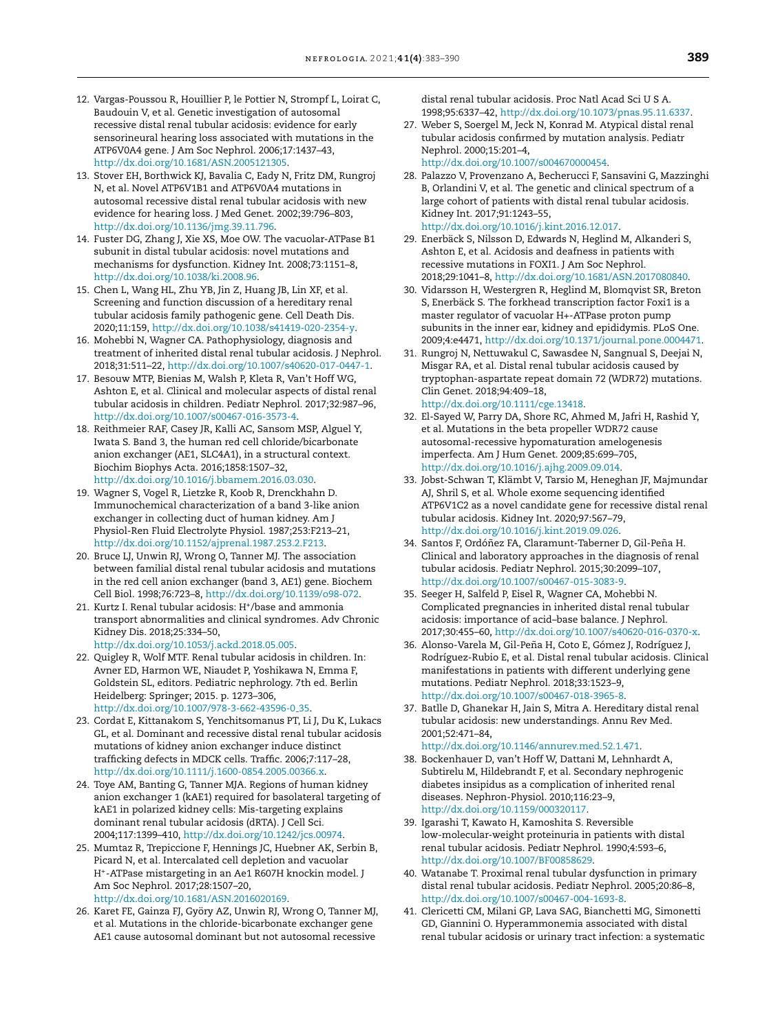12. Vargas-Poussou R, Houillier P, le Pottier N, Strompf L, Loirat C, Baudouin V, et al. Genetic investigation of autosomal recessive distal renal tubular acidosis: evidence for early sensorineural hearing loss associated with mutations in the ATP6V0A4 gene. J Am Soc Nephrol. 2006;17:1437–43, http://dx.doi.org/10.1681/ASN.2005121305.
13. Stover EH, Borthwick KJ, Bavalia C, Eady N, Fritz DM, Rungroj N, et al. Novel ATP6V1B1 and ATP6V0A4 mutations in autosomal recessive distal renal tubular acidosis with new evidence for hearing loss. J Med Genet. 2002;39:796–803, http://dx.doi.org/10.1136/jmg.39.11.796.
14. Fuster DG, Zhang J, Xie XS, Moe OW. The vacuolar-ATPase B1 subunit in distal tubular acidosis: novel mutations and mechanisms for dysfunction. Kidney Int. 2008;73:1151–8, http://dx.doi.org/10.1038/ki.2008.96.
15. Chen L, Wang HL, Zhu YB, Jin Z, Huang JB, Lin XF, et al. Screening and function discussion of a hereditary renal tubular acidosis family pathogenic gene. Cell Death Dis. 2020;11:159, http://dx.doi.org/10.1038/s41419-020-2354-y.
16. Mohebbi N, Wagner CA. Pathophysiology, diagnosis and treatment of inherited distal renal tubular acidosis. J Nephrol. 2018;31:511–22, http://dx.doi.org/10.1007/s40620-017-0447-1.
17. Besouw MTP, Bienias M, Walsh P, Kleta R, Van't Hoff WG, Ashton E, et al. Clinical and molecular aspects of distal renal tubular acidosis in children. Pediatr Nephrol. 2017;32:987–96, http://dx.doi.org/10.1007/s00467-016-3573-4.
18. Reithmeier RAF, Casey JR, Kalli AC, Sansom MSP, Alguel Y, Iwata S. Band 3, the human red cell chloride/bicarbonate anion exchanger (AE1, SLC4A1), in a structural context. Biochim Biophys Acta. 2016;1858:1507–32, http://dx.doi.org/10.1016/j.bbamem.2016.03.030.
19. Wagner S, Vogel R, Lietzke R, Koob R, Drenckhahn D. Immunochemical characterization of a band 3-like anion exchanger in collecting duct of human kidney. Am J Physiol-Ren Fluid Electrolyte Physiol. 1987;253:F213–21, http://dx.doi.org/10.1152/ajprenal.1987.253.2.F213.
20. Bruce LJ, Unwin RJ, Wrong O, Tanner MJ. The association between familial distal renal tubular acidosis and mutations in the red cell anion exchanger (band 3, AE1) gene. Biochem Cell Biol. 1998;76:723–8, http://dx.doi.org/10.1139/o98-072.
21. Kurtz I. Renal tubular acidosis: $H^+$/base and ammonia transport abnormalities and clinical syndromes. Adv Chronic Kidney Dis. 2018;25:334–50, http://dx.doi.org/10.1053/j.ackd.2018.05.005.
22. Quigley R, Wolf MTF. Renal tubular acidosis in children. In: Avner ED, Harmon WE, Niaudet P, Yoshikawa N, Emma F, Goldstein SL, editors. Pediatric nephrology. 7th ed. Berlin Heidelberg: Springer; 2015. p. 1273–306, http://dx.doi.org/10.1007/978-3-662-43596-0_35.
23. Cordat E, Kittanakom S, Yenchitsomanus PT, Li J, Du K, Lukacs GL, et al. Dominant and recessive distal renal tubular acidosis mutations of kidney anion exchanger induce distinct trafficking defects in MDCK cells. Traffic. 2006;7:117–28, http://dx.doi.org/10.1111/j.1600-0854.2005.00366.x.
24. Toye AM, Banting G, Tanner MJA. Regions of human kidney anion exchanger 1 (kAE1) required for basolateral targeting of kAE1 in polarized kidney cells: Mis-targeting explains dominant renal tubular acidosis (dRTA). J Cell Sci. 2004;117:1399–410, http://dx.doi.org/10.1242/jcs.00974.
25. Mumtaz R, Trepiccione F, Hennings JC, Huebner AK, Serbin B, Picard N, et al. Intercalated cell depletion and vacuolar $H^+$-ATPase mistargeting in an Ae1 R607H knockin model. J Am Soc Nephrol. 2017;28:1507–20, http://dx.doi.org/10.1681/ASN.2016020169.
26. Karet FE, Gainza FJ, Györy AZ, Unwin RJ, Wrong O, Tanner MJ, et al. Mutations in the chloride-bicarbonate exchanger gene AE1 cause autosomal dominant but not autosomal recessive distal renal tubular acidosis. Proc Natl Acad Sci U S A. 1998;95:6337–42, http://dx.doi.org/10.1073/pnas.95.11.6337.
27. Weber S, Soergel M, Jeck N, Konrad M. Atypical distal renal tubular acidosis confirmed by mutation analysis. Pediatr Nephrol. 2000;15:201–4, http://dx.doi.org/10.1007/s004670000454.
28. Palazzo V, Provenzano A, Becherucci F, Sansavini G, Mazzinghi B, Orlandini V, et al. The genetic and clinical spectrum of a large cohort of patients with distal renal tubular acidosis. Kidney Int. 2017;91:1243–55, http://dx.doi.org/10.1016/j.kint.2016.12.017.
29. Enerbäck S, Nilsson D, Edwards N, Heglind M, Alkanderi S, Ashton E, et al. Acidosis and deafness in patients with recessive mutations in FOXI1. J Am Soc Nephrol. 2018;29:1041–8, http://dx.doi.org/10.1681/ASN.2017080840.
30. Vidarsson H, Westergren R, Heglind M, Blomqvist SR, Breton S, Enerbäck S. The forkhead transcription factor Foxi1 is a master regulator of vacuolar H+-ATPase proton pump subunits in the inner ear, kidney and epididymis. PLoS One. 2009;4:e4471, http://dx.doi.org/10.1371/journal.pone.0004471.
31. Rungroj N, Nettuwakul C, Sawasdee N, Sangnual S, Deejai N, Misgar RA, et al. Distal renal tubular acidosis caused by tryptophan-aspartate repeat domain 72 (WDR72) mutations. Clin Genet. 2018;94:409–18, http://dx.doi.org/10.1111/cge.13418.
32. El-Sayed W, Parry DA, Shore RC, Ahmed M, Jafri H, Rashid Y, et al. Mutations in the beta propeller WDR72 cause autosomal-recessive hypomaturation amelogenesis imperfecta. Am J Hum Genet. 2009;85:699–705, http://dx.doi.org/10.1016/j.ajhg.2009.09.014.
33. Jobst-Schwan T, Klämbt V, Tarsio M, Heneghan JF, Majmundar AJ, Shril S, et al. Whole exome sequencing identified ATP6V1C2 as a novel candidate gene for recessive distal renal tubular acidosis. Kidney Int. 2020;97:567–79, http://dx.doi.org/10.1016/j.kint.2019.09.026.
34. Santos F, Ordóñez FA, Claramunt-Taberner D, Gil-Peña H. Clinical and laboratory approaches in the diagnosis of renal tubular acidosis. Pediatr Nephrol. 2015;30:2099–107, http://dx.doi.org/10.1007/s00467-015-3083-9.
35. Seeger H, Salfeld P, Eisel R, Wagner CA, Mohebbi N. Complicated pregnancies in inherited distal renal tubular acidosis: importance of acid–base balance. J Nephrol. 2017;30:455–60, http://dx.doi.org/10.1007/s40620-016-0370-x.
36. Alonso-Varela M, Gil-Peña H, Coto E, Gómez J, Rodríguez J, Rodríguez-Rubio E, et al. Distal renal tubular acidosis. Clinical manifestations in patients with different underlying gene mutations. Pediatr Nephrol. 2018;33:1523–9, http://dx.doi.org/10.1007/s00467-018-3965-8.
37. Batlle D, Ghanekar H, Jain S, Mitra A. Hereditary distal renal tubular acidosis: new understandings. Annu Rev Med. 2001;52:471–84, http://dx.doi.org/10.1146/annurev.med.52.1.471.
38. Bockenhauer D, van't Hoff W, Dattani M, Lehnhardt A, Subtirelu M, Hildebrandt F, et al. Secondary nephrogenic diabetes insipidus as a complication of inherited renal diseases. Nephron-Physiol. 2010;116:23–9, http://dx.doi.org/10.1159/000320117.
39. Igarashi T, Kawato H, Kamoshita S. Reversible low-molecular-weight proteinuria in patients with distal renal tubular acidosis. Pediatr Nephrol. 1990;4:593–6, http://dx.doi.org/10.1007/BF00858629.
40. Watanabe T. Proximal renal tubular dysfunction in primary distal renal tubular acidosis. Pediatr Nephrol. 2005;20:86–8, http://dx.doi.org/10.1007/s00467-004-1693-8.
41. Clericetti CM, Milani GP, Lava SAG, Bianchetti MG, Simonetti GD, Giannini O. Hyperammonemia associated with distal renal tubular acidosis or urinary tract infection: a systematic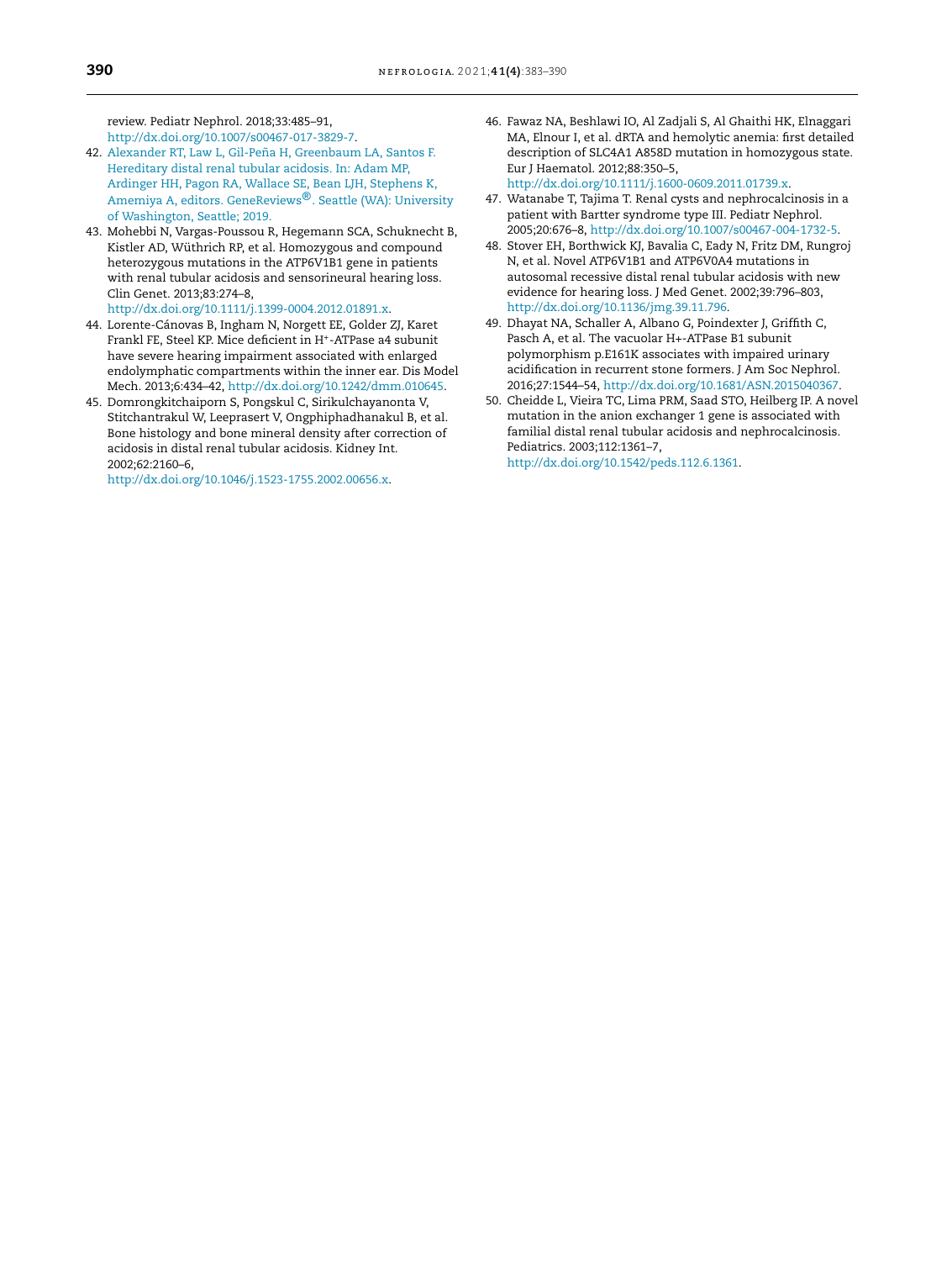review. Pediatr Nephrol. 2018;33:485–91, http://dx.doi.org/10.1007/s00467-017-3829-7.

42. Alexander RT, Law L, Gil-Peña H, Greenbaum LA, Santos F. Hereditary distal renal tubular acidosis. In: Adam MP, Ardinger HH, Pagon RA, Wallace SE, Bean LJH, Stephens K, Amemiya A, editors. GeneReviews®. Seattle (WA): University of Washington, Seattle; 2019.
43. Mohebbi N, Vargas-Poussou R, Hegemann SCA, Schuknecht B, Kistler AD, Wüthrich RP, et al. Homozygous and compound heterozygous mutations in the ATP6V1B1 gene in patients with renal tubular acidosis and sensorineural hearing loss. Clin Genet. 2013;83:274–8, http://dx.doi.org/10.1111/j.1399-0004.2012.01891.x.
44. Lorente-Cánovas B, Ingham N, Norgett EE, Golder ZJ, Karet Frankl FE, Steel KP. Mice deficient in $H^+$-ATPase a4 subunit have severe hearing impairment associated with enlarged endolymphatic compartments within the inner ear. Dis Model Mech. 2013;6:434–42, http://dx.doi.org/10.1242/dmm.010645.
45. Domrongkitchaiporn S, Pongskul C, Sirikulchayanonta V, Stitchantrakul W, Leeprasert V, Ongphiphadhanakul B, et al. Bone histology and bone mineral density after correction of acidosis in distal renal tubular acidosis. Kidney Int. 2002;62:2160–6, http://dx.doi.org/10.1046/j.1523-1755.2002.00656.x.
46. Fawaz NA, Beshlawi IO, Al Zadjali S, Al Ghaithi HK, Elnaggari MA, Elnour I, et al. dRTA and hemolytic anemia: first detailed description of SLC4A1 A858D mutation in homozygous state. Eur J Haematol. 2012;88:350–5, http://dx.doi.org/10.1111/j.1600-0609.2011.01739.x.
47. Watanabe T, Tajima T. Renal cysts and nephrocalcinosis in a patient with Bartter syndrome type III. Pediatr Nephrol. 2005;20:676–8, http://dx.doi.org/10.1007/s00467-004-1732-5.
48. Stover EH, Borthwick KJ, Bavalia C, Eady N, Fritz DM, Rungroj N, et al. Novel ATP6V1B1 and ATP6V0A4 mutations in autosomal recessive distal renal tubular acidosis with new evidence for hearing loss. J Med Genet. 2002;39:796–803, http://dx.doi.org/10.1136/jmg.39.11.796.
49. Dhayat NA, Schaller A, Albano G, Poindexter J, Griffith C, Pasch A, et al. The vacuolar H+-ATPase B1 subunit polymorphism p.E161K associates with impaired urinary acidification in recurrent stone formers. J Am Soc Nephrol. 2016;27:1544–54, http://dx.doi.org/10.1681/ASN.2015040367.
50. Cheidde L, Vieira TC, Lima PRM, Saad STO, Heilberg IP. A novel mutation in the anion exchanger 1 gene is associated with familial distal renal tubular acidosis and nephrocalcinosis. Pediatrics. 2003;112:1361–7, http://dx.doi.org/10.1542/peds.112.6.1361.